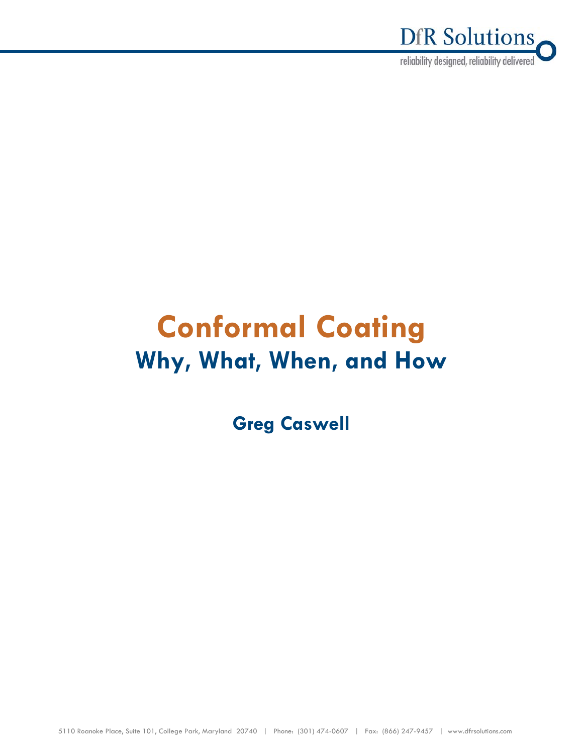# Conformal Coating

## Why, What, When, and How

**Greg Caswell**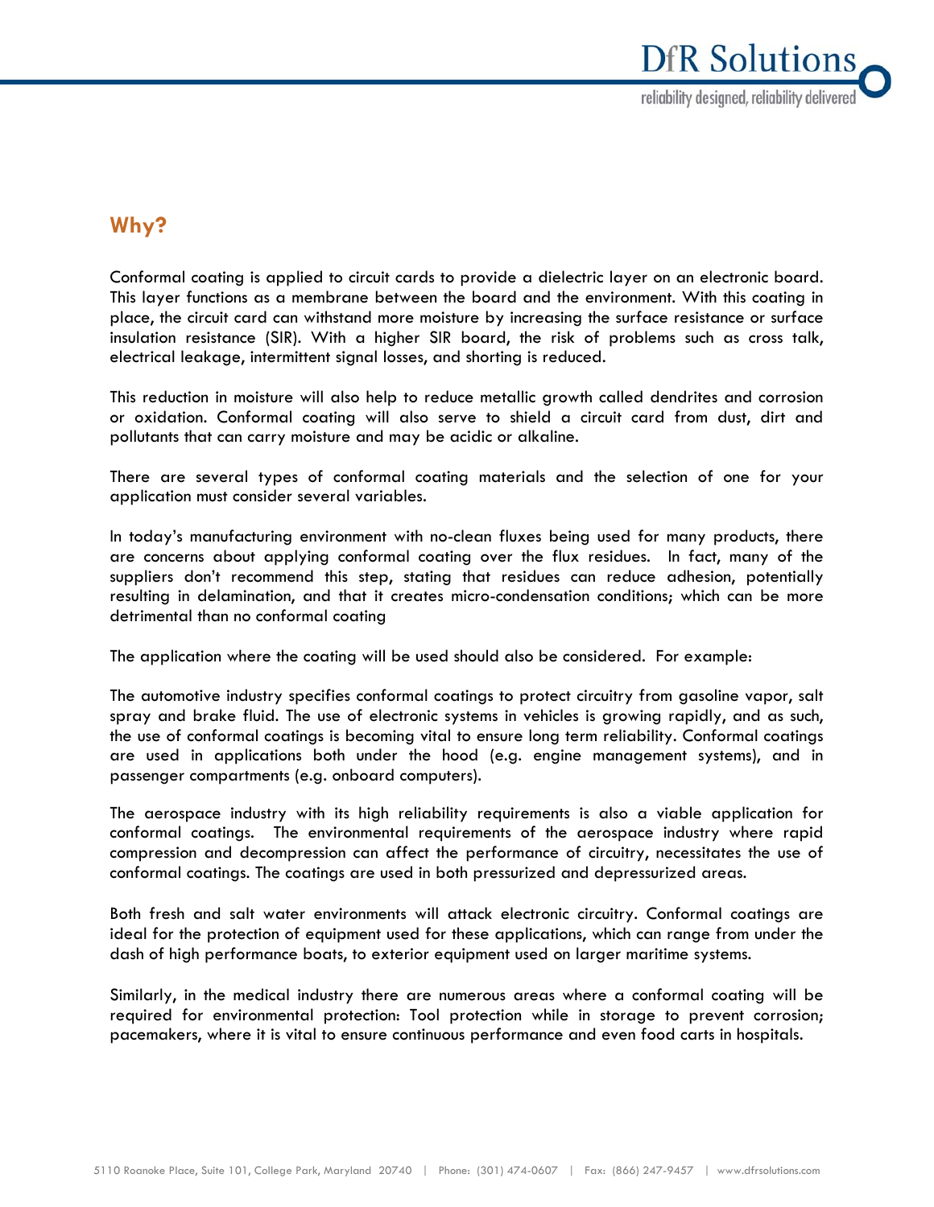## Why?

Conformal coating is applied to circuit cards to provide a dielectric layer on an electronic board. This layer functions as a membrane between the board and the environment. With this coating in place, the circuit card can withstand more moisture by increasing the surface resistance or surface insulation resistance (SIR). With a higher SIR board, the risk of problems such as cross talk, electrical leakage, intermittent signal losses, and shorting is reduced.

This reduction in moisture will also help to reduce metallic growth called dendrites and corrosion or oxidation. Conformal coating will also serve to shield a circuit card from dust, dirt and pollutants that can carry moisture and may be acidic or alkaline.

There are several types of conformal coating materials and the selection of one for your application must consider several variables.

In today's manufacturing environment with no-clean fluxes being used for many products, there are concerns about applying conformal coating over the flux residues. In fact, many of the suppliers don't recommend this step, stating that residues can reduce adhesion, potentially resulting in delamination, and that it creates micro-condensation conditions; which can be more detrimental than no conformal coating

The application where the coating will be used should also be considered. For example:

The automotive industry specifies conformal coatings to protect circuitry from gasoline vapor, salt spray and brake fluid. The use of electronic systems in vehicles is growing rapidly, and as such, the use of conformal coatings is becoming vital to ensure long term reliability. Conformal coatings are used in applications both under the hood (e.g. engine management systems), and in passenger compartments (e.g. onboard computers).

The aerospace industry with its high reliability requirements is also a viable application for conformal coatings. The environmental requirements of the aerospace industry where rapid compression and decompression can affect the performance of circuitry, necessitates the use of conformal coatings. The coatings are used in both pressurized and depressurized areas.

Both fresh and salt water environments will attack electronic circuitry. Conformal coatings are ideal for the protection of equipment used for these applications, which can range from under the dash of high performance boats, to exterior equipment used on larger maritime systems.

Similarly, in the medical industry there are numerous areas where a conformal coating will be required for environmental protection: Tool protection while in storage to prevent corrosion; pacemakers, where it is vital to ensure continuous performance and even food carts in hospitals.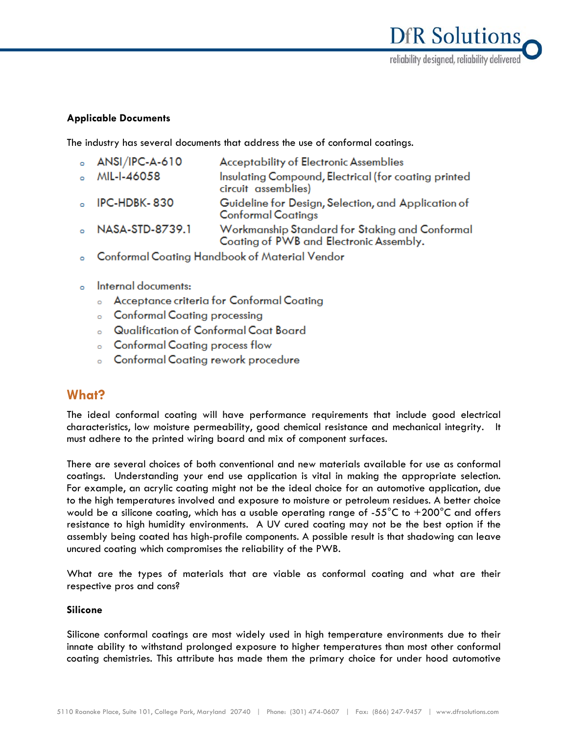**Applicable Documents**

The industry has several documents that address the use of conformal coatings.

- ANSI/IPC-A-610 — Acceptability of Electronic Assemblies
- MIL-I-46058 — Insulating Compound, Electrical (for coating printed circuit assemblies)
- IPC-HDBK- 830 — Guideline for Design, Selection, and Application of Conformal Coatings
- NASA-STD-8739.1 — Workmanship Standard for Staking and Conformal Coating of PWB and Electronic Assembly.
- Conformal Coating Handbook of Material Vendor
- Internal documents:
  - Acceptance criteria for Conformal Coating
  - Conformal Coating processing
  - Qualification of Conformal Coat Board
  - Conformal Coating process flow
  - Conformal Coating rework procedure

## What?

The ideal conformal coating will have performance requirements that include good electrical characteristics, low moisture permeability, good chemical resistance and mechanical integrity. It must adhere to the printed wiring board and mix of component surfaces.

There are several choices of both conventional and new materials available for use as conformal coatings. Understanding your end use application is vital in making the appropriate selection. For example, an acrylic coating might not be the ideal choice for an automotive application, due to the high temperatures involved and exposure to moisture or petroleum residues. A better choice would be a silicone coating, which has a usable operating range of -55°C to +200°C and offers resistance to high humidity environments. A UV cured coating may not be the best option if the assembly being coated has high-profile components. A possible result is that shadowing can leave uncured coating which compromises the reliability of the PWB.

What are the types of materials that are viable as conformal coating and what are their respective pros and cons?

**Silicone**

Silicone conformal coatings are most widely used in high temperature environments due to their innate ability to withstand prolonged exposure to higher temperatures than most other conformal coating chemistries. This attribute has made them the primary choice for under hood automotive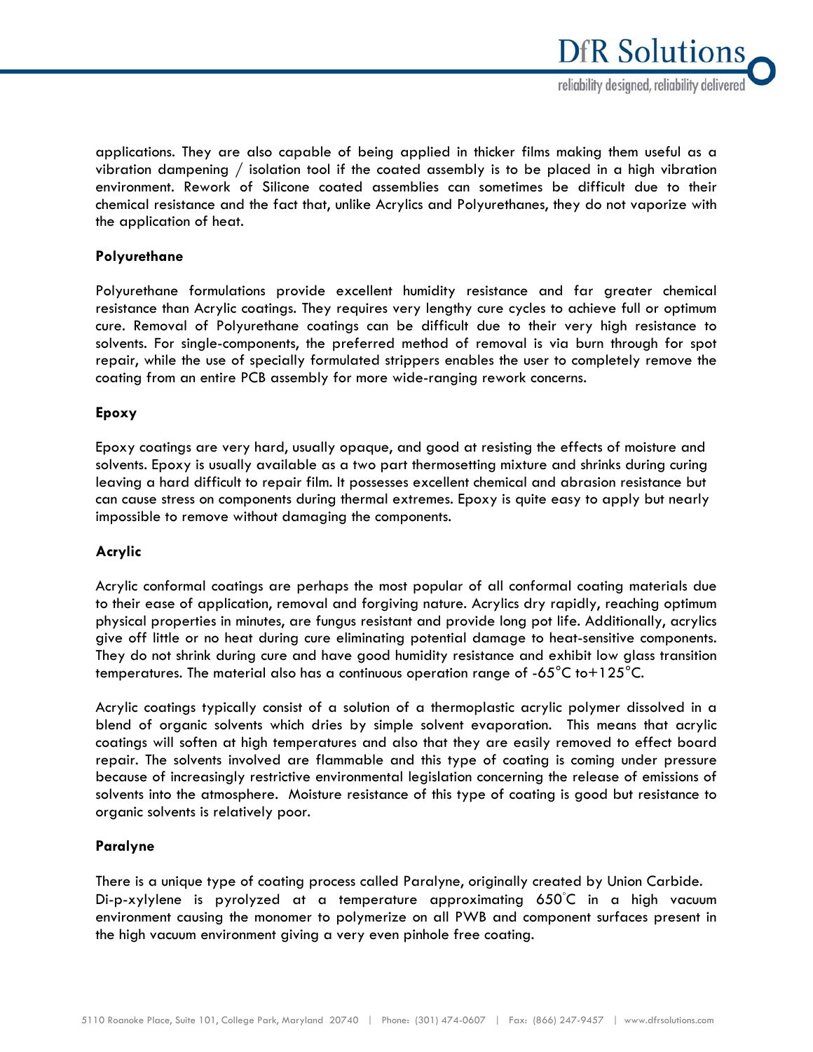applications. They are also capable of being applied in thicker films making them useful as a vibration dampening / isolation tool if the coated assembly is to be placed in a high vibration environment. Rework of Silicone coated assemblies can sometimes be difficult due to their chemical resistance and the fact that, unlike Acrylics and Polyurethanes, they do not vaporize with the application of heat.

**Polyurethane**

Polyurethane formulations provide excellent humidity resistance and far greater chemical resistance than Acrylic coatings. They requires very lengthy cure cycles to achieve full or optimum cure. Removal of Polyurethane coatings can be difficult due to their very high resistance to solvents. For single-components, the preferred method of removal is via burn through for spot repair, while the use of specially formulated strippers enables the user to completely remove the coating from an entire PCB assembly for more wide-ranging rework concerns.

**Epoxy**

Epoxy coatings are very hard, usually opaque, and good at resisting the effects of moisture and solvents. Epoxy is usually available as a two part thermosetting mixture and shrinks during curing leaving a hard difficult to repair film. It possesses excellent chemical and abrasion resistance but can cause stress on components during thermal extremes. Epoxy is quite easy to apply but nearly impossible to remove without damaging the components.

**Acrylic**

Acrylic conformal coatings are perhaps the most popular of all conformal coating materials due to their ease of application, removal and forgiving nature. Acrylics dry rapidly, reaching optimum physical properties in minutes, are fungus resistant and provide long pot life. Additionally, acrylics give off little or no heat during cure eliminating potential damage to heat-sensitive components. They do not shrink during cure and have good humidity resistance and exhibit low glass transition temperatures. The material also has a continuous operation range of -65°C to+125°C.

Acrylic coatings typically consist of a solution of a thermoplastic acrylic polymer dissolved in a blend of organic solvents which dries by simple solvent evaporation. This means that acrylic coatings will soften at high temperatures and also that they are easily removed to effect board repair. The solvents involved are flammable and this type of coating is coming under pressure because of increasingly restrictive environmental legislation concerning the release of emissions of solvents into the atmosphere. Moisture resistance of this type of coating is good but resistance to organic solvents is relatively poor.

**Paralyne**

There is a unique type of coating process called Paralyne, originally created by Union Carbide. Di-p-xylylene is pyrolyzed at a temperature approximating 650°C in a high vacuum environment causing the monomer to polymerize on all PWB and component surfaces present in the high vacuum environment giving a very even pinhole free coating.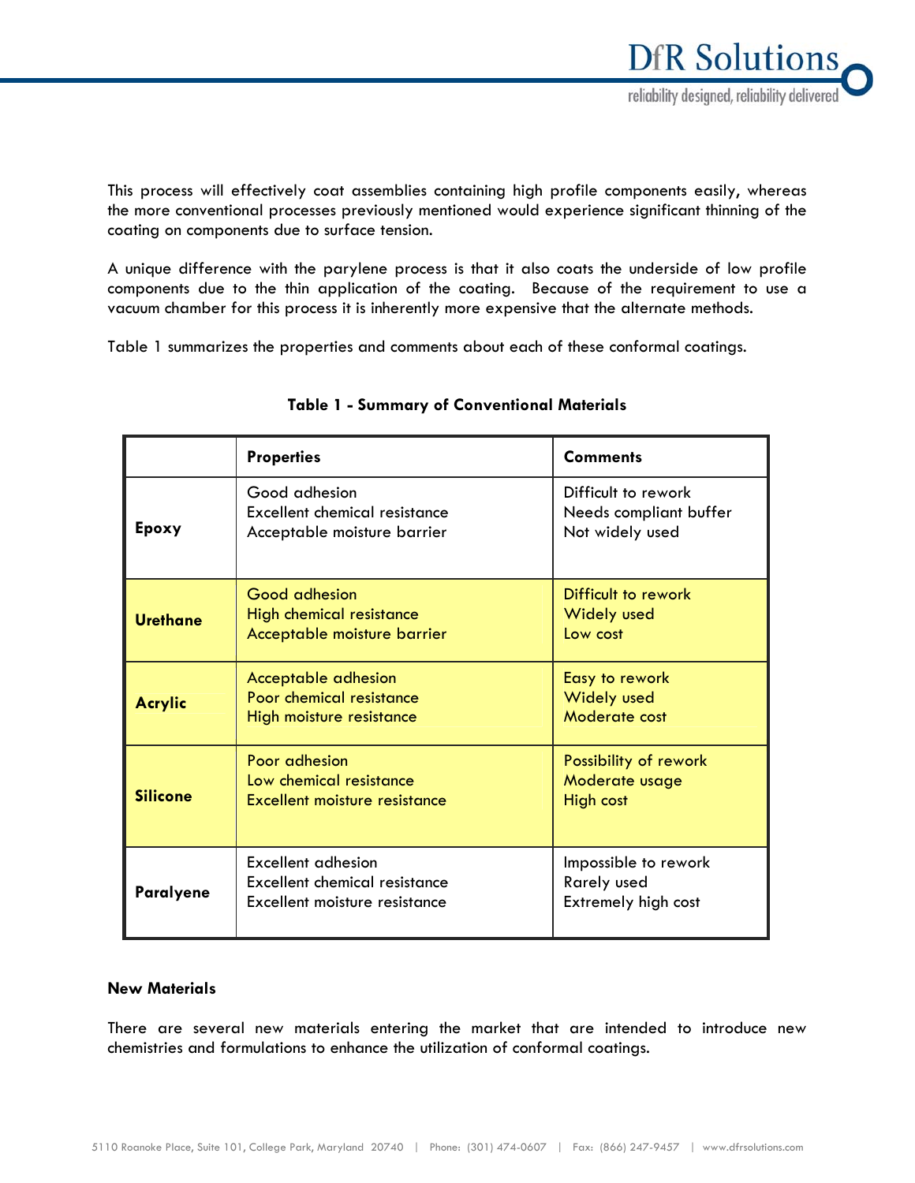This process will effectively coat assemblies containing high profile components easily, whereas the more conventional processes previously mentioned would experience significant thinning of the coating on components due to surface tension.

A unique difference with the parylene process is that it also coats the underside of low profile components due to the thin application of the coating. Because of the requirement to use a vacuum chamber for this process it is inherently more expensive that the alternate methods.

Table 1 summarizes the properties and comments about each of these conformal coatings.

**Table 1 - Summary of Conventional Materials**

| | **Properties** | **Comments** |
|---|---|---|
| **Epoxy** | Good adhesion<br>Excellent chemical resistance<br>Acceptable moisture barrier | Difficult to rework<br>Needs compliant buffer<br>Not widely used |
| **Urethane** | Good adhesion<br>High chemical resistance<br>Acceptable moisture barrier | Difficult to rework<br>Widely used<br>Low cost |
| **Acrylic** | Acceptable adhesion<br>Poor chemical resistance<br>High moisture resistance | Easy to rework<br>Widely used<br>Moderate cost |
| **Silicone** | Poor adhesion<br>Low chemical resistance<br>Excellent moisture resistance | Possibility of rework<br>Moderate usage<br>High cost |
| **Paralyene** | Excellent adhesion<br>Excellent chemical resistance<br>Excellent moisture resistance | Impossible to rework<br>Rarely used<br>Extremely high cost |

**New Materials**

There are several new materials entering the market that are intended to introduce new chemistries and formulations to enhance the utilization of conformal coatings.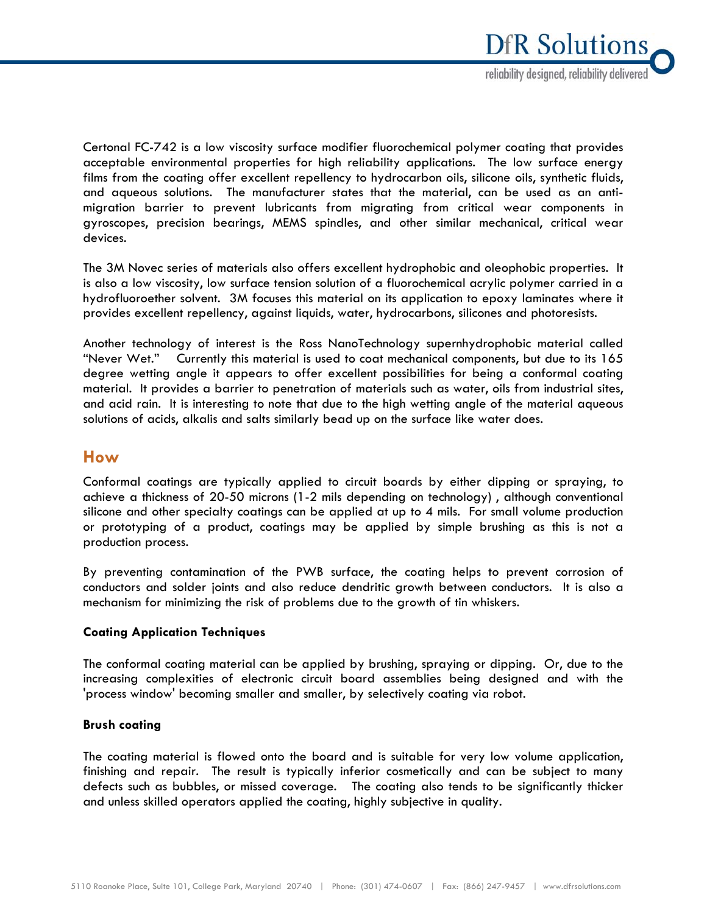Certonal FC-742 is a low viscosity surface modifier fluorochemical polymer coating that provides acceptable environmental properties for high reliability applications. The low surface energy films from the coating offer excellent repellency to hydrocarbon oils, silicone oils, synthetic fluids, and aqueous solutions. The manufacturer states that the material, can be used as an anti-migration barrier to prevent lubricants from migrating from critical wear components in gyroscopes, precision bearings, MEMS spindles, and other similar mechanical, critical wear devices.

The 3M Novec series of materials also offers excellent hydrophobic and oleophobic properties. It is also a low viscosity, low surface tension solution of a fluorochemical acrylic polymer carried in a hydrofluoroether solvent. 3M focuses this material on its application to epoxy laminates where it provides excellent repellency, against liquids, water, hydrocarbons, silicones and photoresists.

Another technology of interest is the Ross NanoTechnology supernhydrophobic material called "Never Wet." Currently this material is used to coat mechanical components, but due to its 165 degree wetting angle it appears to offer excellent possibilities for being a conformal coating material. It provides a barrier to penetration of materials such as water, oils from industrial sites, and acid rain. It is interesting to note that due to the high wetting angle of the material aqueous solutions of acids, alkalis and salts similarly bead up on the surface like water does.

## How

Conformal coatings are typically applied to circuit boards by either dipping or spraying, to achieve a thickness of 20-50 microns (1-2 mils depending on technology) , although conventional silicone and other specialty coatings can be applied at up to 4 mils. For small volume production or prototyping of a product, coatings may be applied by simple brushing as this is not a production process.

By preventing contamination of the PWB surface, the coating helps to prevent corrosion of conductors and solder joints and also reduce dendritic growth between conductors. It is also a mechanism for minimizing the risk of problems due to the growth of tin whiskers.

**Coating Application Techniques**

The conformal coating material can be applied by brushing, spraying or dipping. Or, due to the increasing complexities of electronic circuit board assemblies being designed and with the 'process window' becoming smaller and smaller, by selectively coating via robot.

**Brush coating**

The coating material is flowed onto the board and is suitable for very low volume application, finishing and repair. The result is typically inferior cosmetically and can be subject to many defects such as bubbles, or missed coverage. The coating also tends to be significantly thicker and unless skilled operators applied the coating, highly subjective in quality.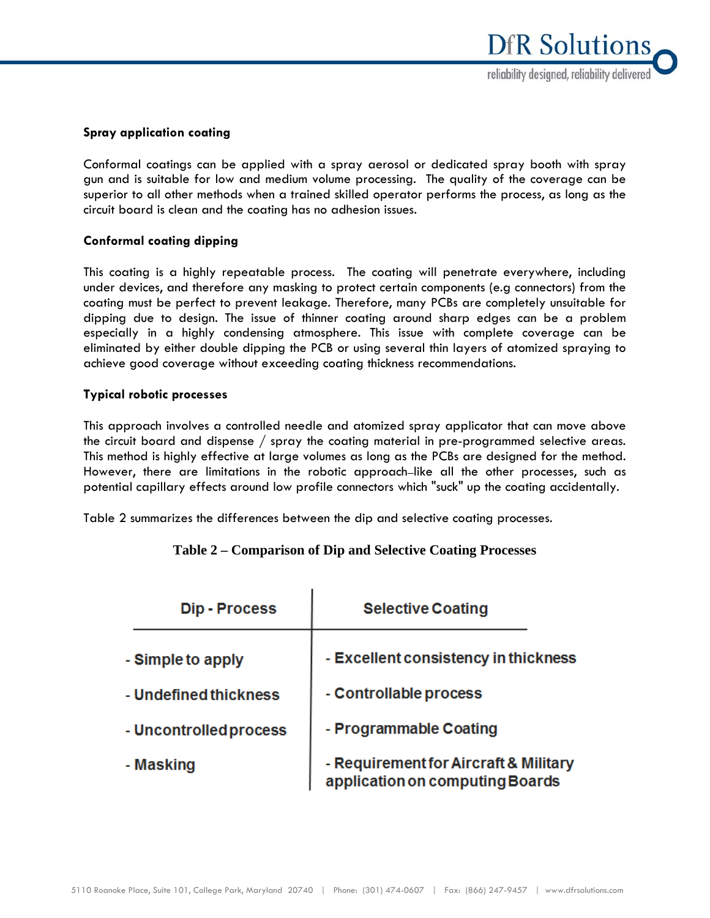### Spray application coating

Conformal coatings can be applied with a spray aerosol or dedicated spray booth with spray gun and is suitable for low and medium volume processing. The quality of the coverage can be superior to all other methods when a trained skilled operator performs the process, as long as the circuit board is clean and the coating has no adhesion issues.

### Conformal coating dipping

This coating is a highly repeatable process. The coating will penetrate everywhere, including under devices, and therefore any masking to protect certain components (e.g connectors) from the coating must be perfect to prevent leakage. Therefore, many PCBs are completely unsuitable for dipping due to design. The issue of thinner coating around sharp edges can be a problem especially in a highly condensing atmosphere. This issue with complete coverage can be eliminated by either double dipping the PCB or using several thin layers of atomized spraying to achieve good coverage without exceeding coating thickness recommendations.

### Typical robotic processes

This approach involves a controlled needle and atomized spray applicator that can move above the circuit board and dispense / spray the coating material in pre-programmed selective areas. This method is highly effective at large volumes as long as the PCBs are designed for the method. However, there are limitations in the robotic approach–like all the other processes, such as potential capillary effects around low profile connectors which "suck" up the coating accidentally.

Table 2 summarizes the differences between the dip and selective coating processes.

**Table 2 – Comparison of Dip and Selective Coating Processes**

| Dip - Process | Selective Coating |
|---|---|
| - Simple to apply | - Excellent consistency in thickness |
| - Undefined thickness | - Controllable process |
| - Uncontrolled process | - Programmable Coating |
| - Masking | - Requirement for Aircraft & Military application on computing Boards |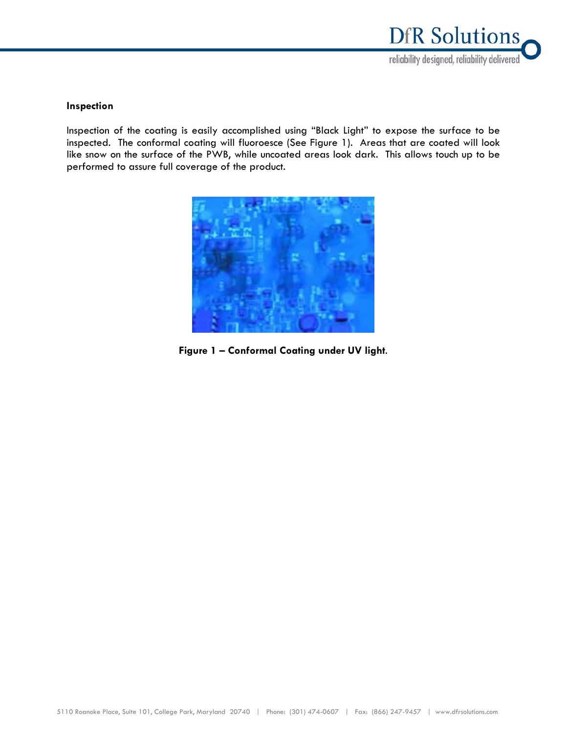**Inspection**

Inspection of the coating is easily accomplished using "Black Light" to expose the surface to be inspected. The conformal coating will fluoroesce (See Figure 1). Areas that are coated will look like snow on the surface of the PWB, while uncoated areas look dark. This allows touch up to be performed to assure full coverage of the product.

**Figure 1 – Conformal Coating under UV light.**